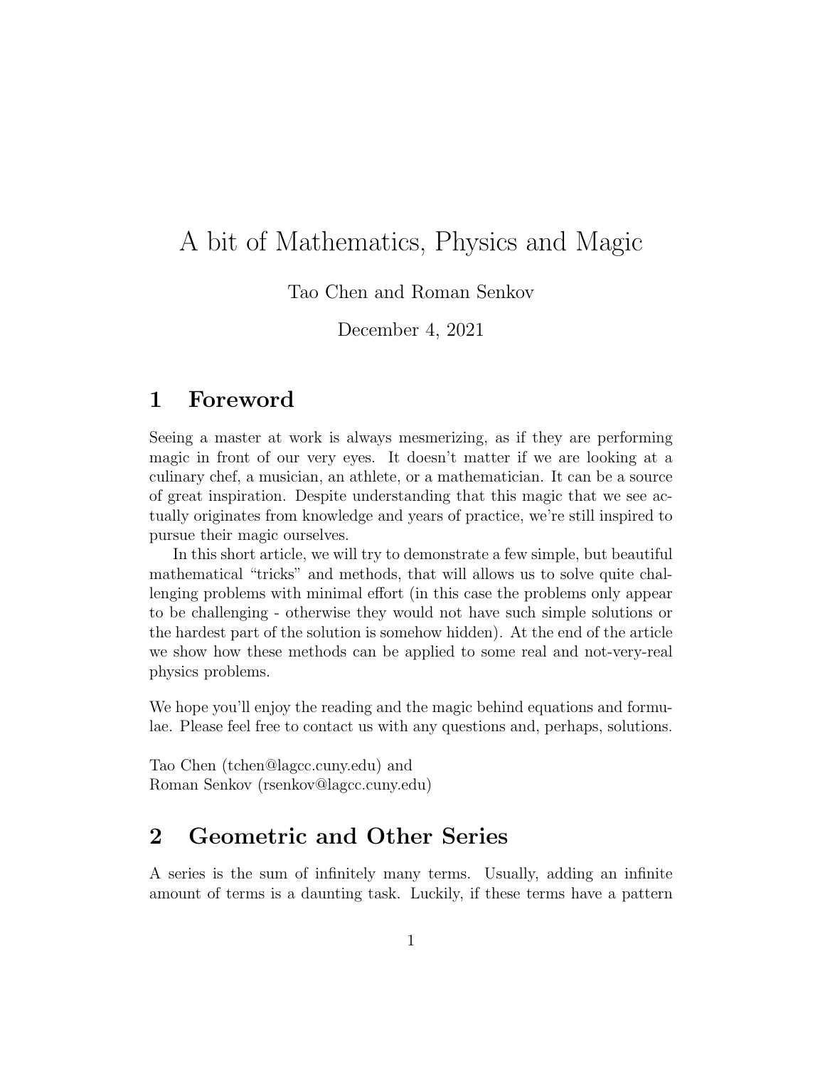# A bit of Mathematics, Physics and Magic

Tao Chen and Roman Senkov

December 4, 2021

## 1 Foreword

Seeing a master at work is always mesmerizing, as if they are performing magic in front of our very eyes. It doesn't matter if we are looking at a culinary chef, a musician, an athlete, or a mathematician. It can be a source of great inspiration. Despite understanding that this magic that we see actually originates from knowledge and years of practice, we're still inspired to pursue their magic ourselves.

In this short article, we will try to demonstrate a few simple, but beautiful mathematical "tricks" and methods, that will allows us to solve quite challenging problems with minimal effort (in this case the problems only appear to be challenging - otherwise they would not have such simple solutions or the hardest part of the solution is somehow hidden). At the end of the article we show how these methods can be applied to some real and not-very-real physics problems.

We hope you'll enjoy the reading and the magic behind equations and formulae. Please feel free to contact us with any questions and, perhaps, solutions.

Tao Chen (tchen@lagcc.cuny.edu) and
Roman Senkov (rsenkov@lagcc.cuny.edu)

## 2 Geometric and Other Series

A series is the sum of infinitely many terms. Usually, adding an infinite amount of terms is a daunting task. Luckily, if these terms have a pattern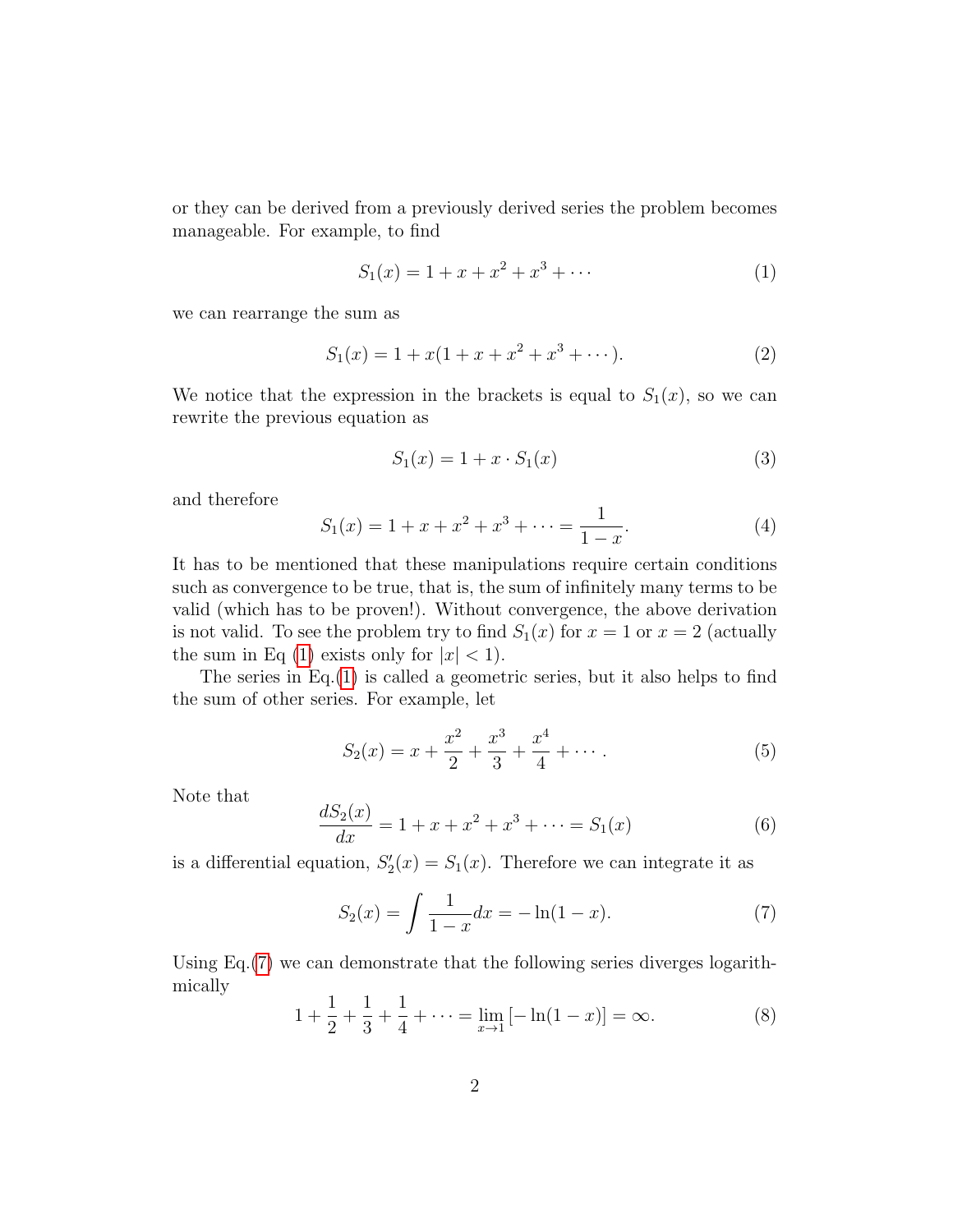or they can be derived from a previously derived series the problem becomes manageable. For example, to find

$$S_1(x) = 1 + x + x^2 + x^3 + \cdots \tag{1}$$

we can rearrange the sum as

$$S_1(x) = 1 + x(1 + x + x^2 + x^3 + \cdots). \tag{2}$$

We notice that the expression in the brackets is equal to $S_1(x)$, so we can rewrite the previous equation as

$$S_1(x) = 1 + x \cdot S_1(x) \tag{3}$$

and therefore

$$S_1(x) = 1 + x + x^2 + x^3 + \cdots = \frac{1}{1-x}. \tag{4}$$

It has to be mentioned that these manipulations require certain conditions such as convergence to be true, that is, the sum of infinitely many terms to be valid (which has to be proven!). Without convergence, the above derivation is not valid. To see the problem try to find $S_1(x)$ for $x = 1$ or $x = 2$ (actually the sum in Eq (1) exists only for $|x| < 1$).

The series in Eq.(1) is called a geometric series, but it also helps to find the sum of other series. For example, let

$$S_2(x) = x + \frac{x^2}{2} + \frac{x^3}{3} + \frac{x^4}{4} + \cdots. \tag{5}$$

Note that

$$\frac{dS_2(x)}{dx} = 1 + x + x^2 + x^3 + \cdots = S_1(x) \tag{6}$$

is a differential equation, $S_2'(x) = S_1(x)$. Therefore we can integrate it as

$$S_2(x) = \int \frac{1}{1-x} dx = -\ln(1-x). \tag{7}$$

Using Eq.(7) we can demonstrate that the following series diverges logarithmically

$$1 + \frac{1}{2} + \frac{1}{3} + \frac{1}{4} + \cdots = \lim_{x \to 1} \left[ -\ln(1-x) \right] = \infty. \tag{8}$$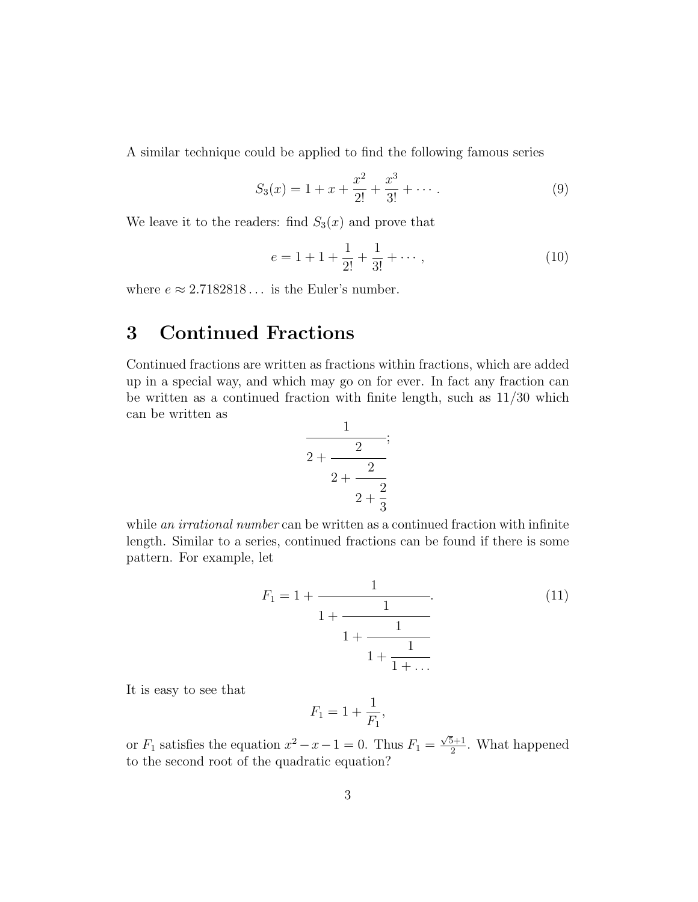A similar technique could be applied to find the following famous series

$$S_3(x) = 1 + x + \frac{x^2}{2!} + \frac{x^3}{3!} + \cdots . \tag{9}$$

We leave it to the readers: find $S_3(x)$ and prove that

$$e = 1 + 1 + \frac{1}{2!} + \frac{1}{3!} + \cdots , \tag{10}$$

where $e \approx 2.7182818\ldots$ is the Euler's number.

# 3 Continued Fractions

Continued fractions are written as fractions within fractions, which are added up in a special way, and which may go on for ever. In fact any fraction can be written as a continued fraction with finite length, such as 11/30 which can be written as

$$\cfrac{1}{2 + \cfrac{2}{2 + \cfrac{2}{2 + \cfrac{2}{3}}}};$$

while *an irrational number* can be written as a continued fraction with infinite length. Similar to a series, continued fractions can be found if there is some pattern. For example, let

$$F_1 = 1 + \cfrac{1}{1 + \cfrac{1}{1 + \cfrac{1}{1 + \cfrac{1}{1 + \ldots}}}}. \tag{11}$$

It is easy to see that

$$F_1 = 1 + \frac{1}{F_1},$$

or $F_1$ satisfies the equation $x^2 - x - 1 = 0$. Thus $F_1 = \frac{\sqrt{5}+1}{2}$. What happened to the second root of the quadratic equation?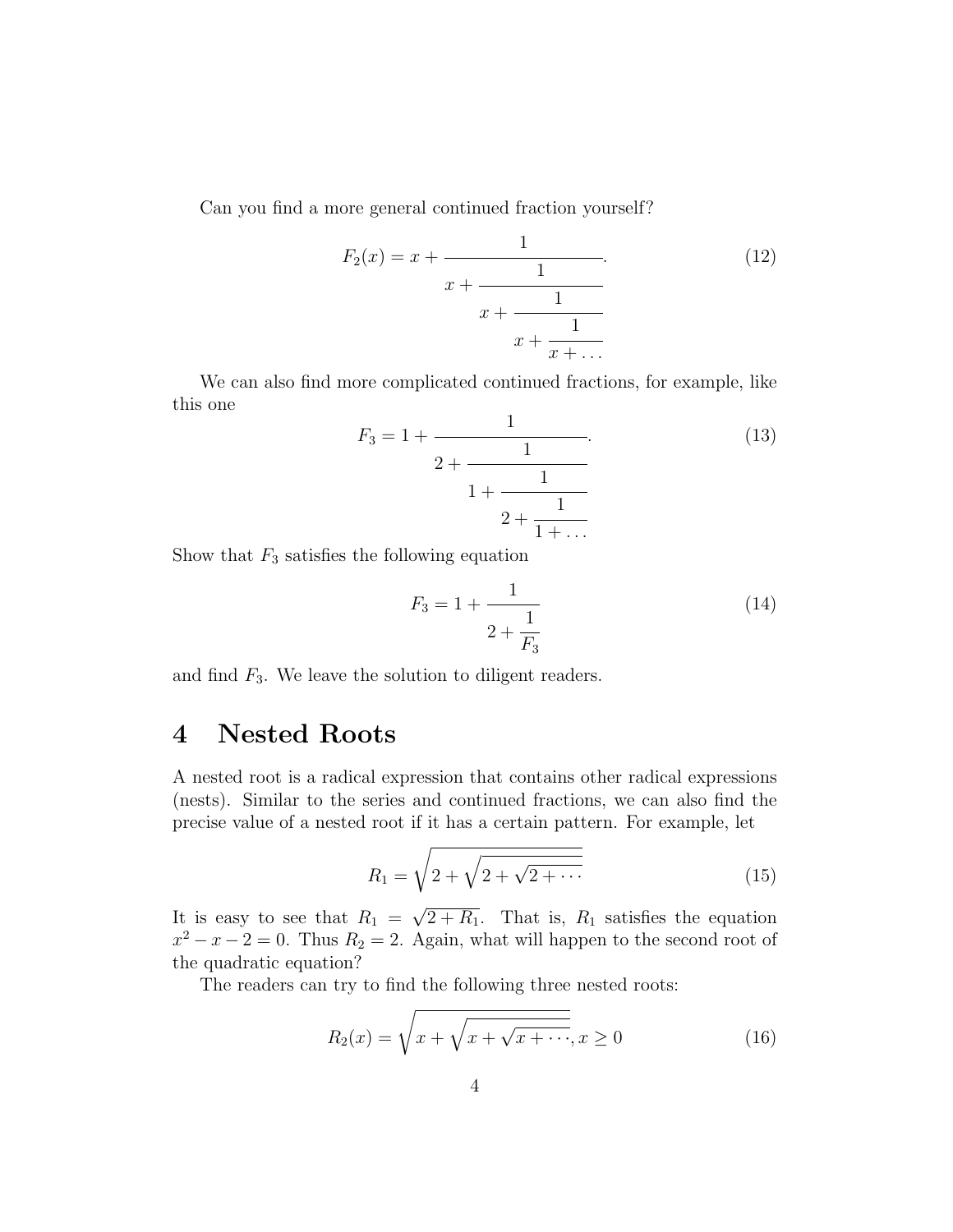Can you find a more general continued fraction yourself?

$$F_2(x) = x + \cfrac{1}{x + \cfrac{1}{x + \cfrac{1}{x + \cfrac{1}{x + \dots}}}}. \tag{12}$$

We can also find more complicated continued fractions, for example, like this one

$$F_3 = 1 + \cfrac{1}{2 + \cfrac{1}{1 + \cfrac{1}{2 + \cfrac{1}{1 + \dots}}}}. \tag{13}$$

Show that $F_3$ satisfies the following equation

$$F_3 = 1 + \cfrac{1}{2 + \cfrac{1}{F_3}} \tag{14}$$

and find $F_3$. We leave the solution to diligent readers.

# 4 Nested Roots

A nested root is a radical expression that contains other radical expressions (nests). Similar to the series and continued fractions, we can also find the precise value of a nested root if it has a certain pattern. For example, let

$$R_1 = \sqrt{2 + \sqrt{2 + \sqrt{2 + \cdots}}} \tag{15}$$

It is easy to see that $R_1 = \sqrt{2 + R_1}$. That is, $R_1$ satisfies the equation $x^2 - x - 2 = 0$. Thus $R_2 = 2$. Again, what will happen to the second root of the quadratic equation?

The readers can try to find the following three nested roots:

$$R_2(x) = \sqrt{x + \sqrt{x + \sqrt{x + \cdots}}}, x \geq 0 \tag{16}$$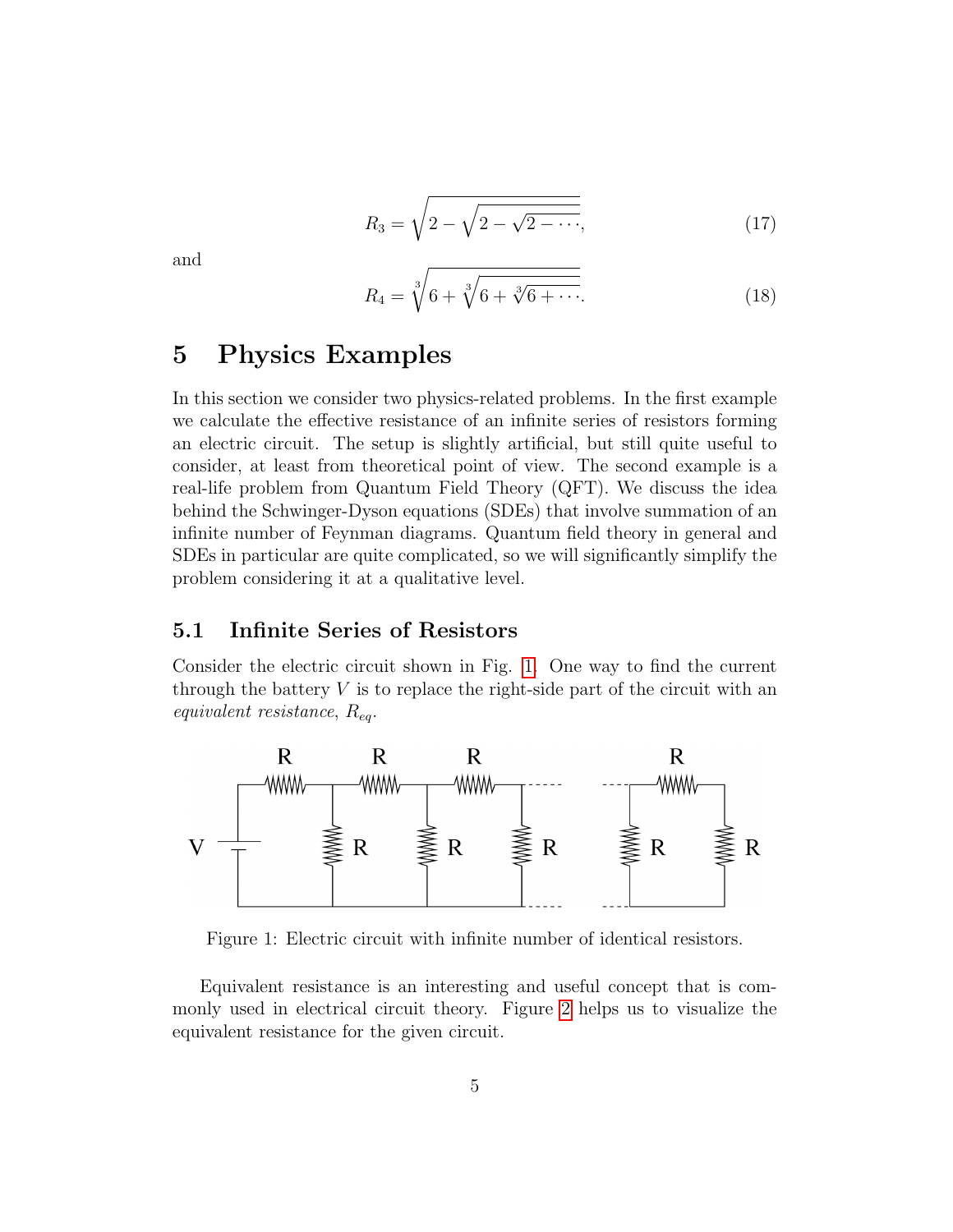$$R_3 = \sqrt{2 - \sqrt{2 - \sqrt{2 - \cdots}}}, \tag{17}$$

and

$$R_4 = \sqrt[3]{6 + \sqrt[3]{6 + \sqrt[3]{6 + \cdots}}}. \tag{18}$$

# 5 Physics Examples

In this section we consider two physics-related problems. In the first example we calculate the effective resistance of an infinite series of resistors forming an electric circuit. The setup is slightly artificial, but still quite useful to consider, at least from theoretical point of view. The second example is a real-life problem from Quantum Field Theory (QFT). We discuss the idea behind the Schwinger-Dyson equations (SDEs) that involve summation of an infinite number of Feynman diagrams. Quantum field theory in general and SDEs in particular are quite complicated, so we will significantly simplify the problem considering it at a qualitative level.

## 5.1 Infinite Series of Resistors

Consider the electric circuit shown in Fig. 1. One way to find the current through the battery $V$ is to replace the right-side part of the circuit with an *equivalent resistance*, $R_{eq}$.

Figure 1: Electric circuit with infinite number of identical resistors.

Equivalent resistance is an interesting and useful concept that is commonly used in electrical circuit theory. Figure 2 helps us to visualize the equivalent resistance for the given circuit.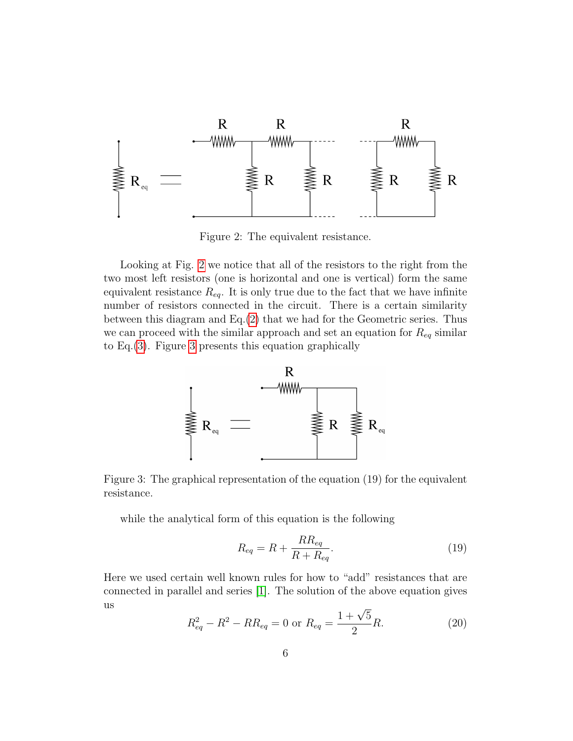Figure 2: The equivalent resistance.

Looking at Fig. 2 we notice that all of the resistors to the right from the two most left resistors (one is horizontal and one is vertical) form the same equivalent resistance $R_{eq}$. It is only true due to the fact that we have infinite number of resistors connected in the circuit. There is a certain similarity between this diagram and Eq.(2) that we had for the Geometric series. Thus we can proceed with the similar approach and set an equation for $R_{eq}$ similar to Eq.(3). Figure 3 presents this equation graphically

Figure 3: The graphical representation of the equation (19) for the equivalent resistance.

while the analytical form of this equation is the following

$$R_{eq} = R + \frac{RR_{eq}}{R + R_{eq}}. \tag{19}$$

Here we used certain well known rules for how to "add" resistances that are connected in parallel and series [1]. The solution of the above equation gives us

$$R_{eq}^2 - R^2 - RR_{eq} = 0 \text{ or } R_{eq} = \frac{1+\sqrt{5}}{2}R. \tag{20}$$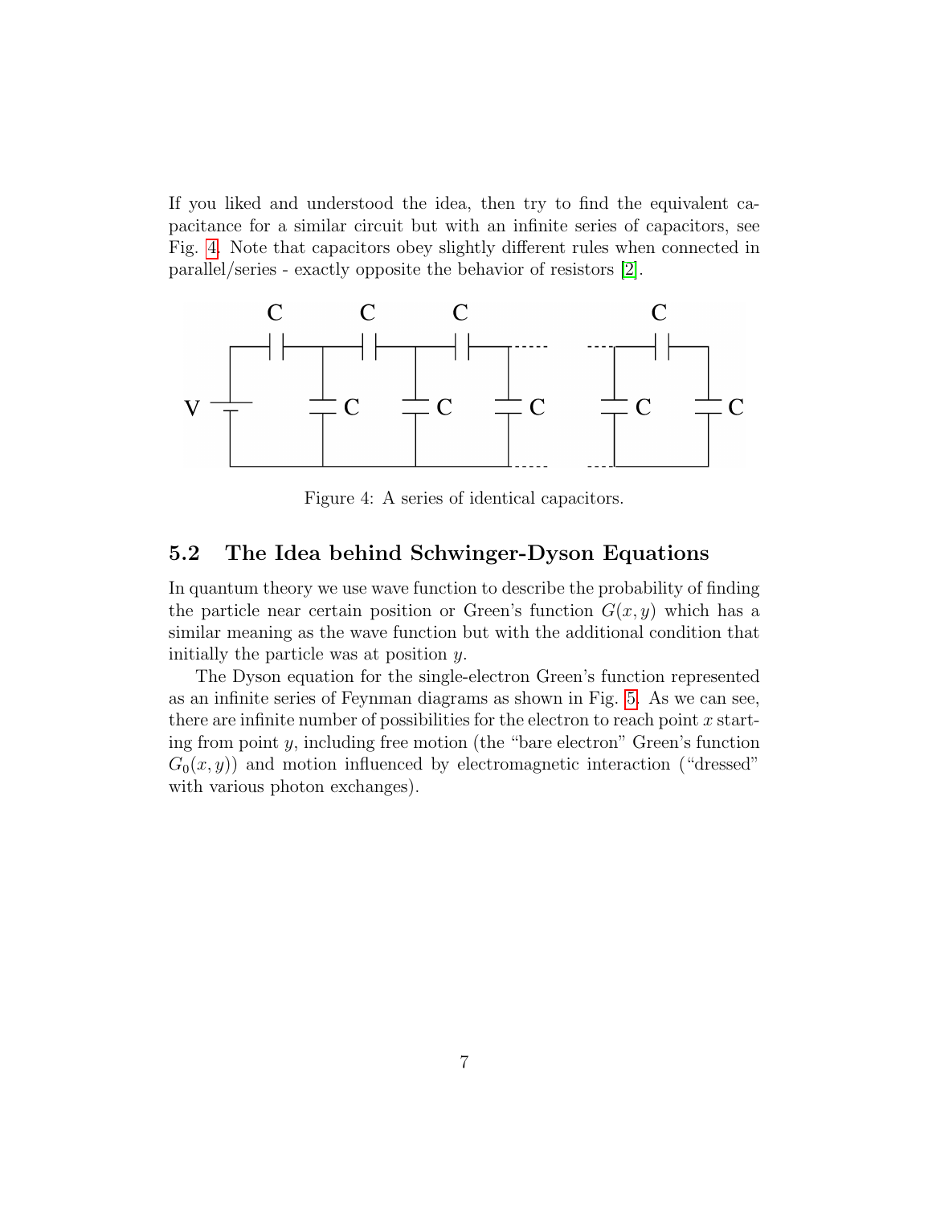If you liked and understood the idea, then try to find the equivalent capacitance for a similar circuit but with an infinite series of capacitors, see Fig. 4. Note that capacitors obey slightly different rules when connected in parallel/series - exactly opposite the behavior of resistors [2].

Figure 4: A series of identical capacitors.

## 5.2 The Idea behind Schwinger-Dyson Equations

In quantum theory we use wave function to describe the probability of finding the particle near certain position or Green's function $G(x, y)$ which has a similar meaning as the wave function but with the additional condition that initially the particle was at position $y$.

The Dyson equation for the single-electron Green's function represented as an infinite series of Feynman diagrams as shown in Fig. 5. As we can see, there are infinite number of possibilities for the electron to reach point $x$ starting from point $y$, including free motion (the "bare electron" Green's function $G_0(x, y)$) and motion influenced by electromagnetic interaction ("dressed" with various photon exchanges).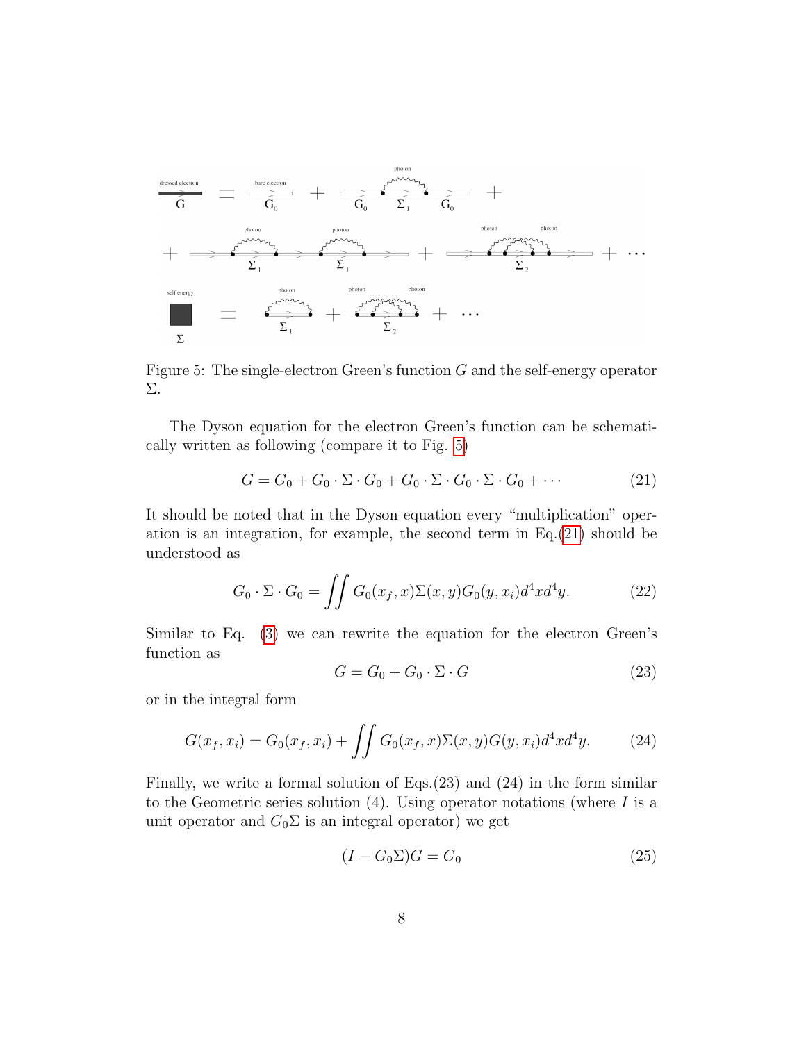Figure 5: The single-electron Green's function $G$ and the self-energy operator $\Sigma$.

The Dyson equation for the electron Green's function can be schematically written as following (compare it to Fig. 5)

$$G = G_0 + G_0 \cdot \Sigma \cdot G_0 + G_0 \cdot \Sigma \cdot G_0 \cdot \Sigma \cdot G_0 + \cdots \tag{21}$$

It should be noted that in the Dyson equation every "multiplication" operation is an integration, for example, the second term in Eq.(21) should be understood as

$$G_0 \cdot \Sigma \cdot G_0 = \iint G_0(x_f, x)\Sigma(x, y)G_0(y, x_i)d^4x d^4y. \tag{22}$$

Similar to Eq. (3) we can rewrite the equation for the electron Green's function as

$$G = G_0 + G_0 \cdot \Sigma \cdot G \tag{23}$$

or in the integral form

$$G(x_f, x_i) = G_0(x_f, x_i) + \iint G_0(x_f, x)\Sigma(x, y)G(y, x_i)d^4x d^4y. \tag{24}$$

Finally, we write a formal solution of Eqs.(23) and (24) in the form similar to the Geometric series solution (4). Using operator notations (where $I$ is a unit operator and $G_0\Sigma$ is an integral operator) we get

$$(I - G_0\Sigma)G = G_0 \tag{25}$$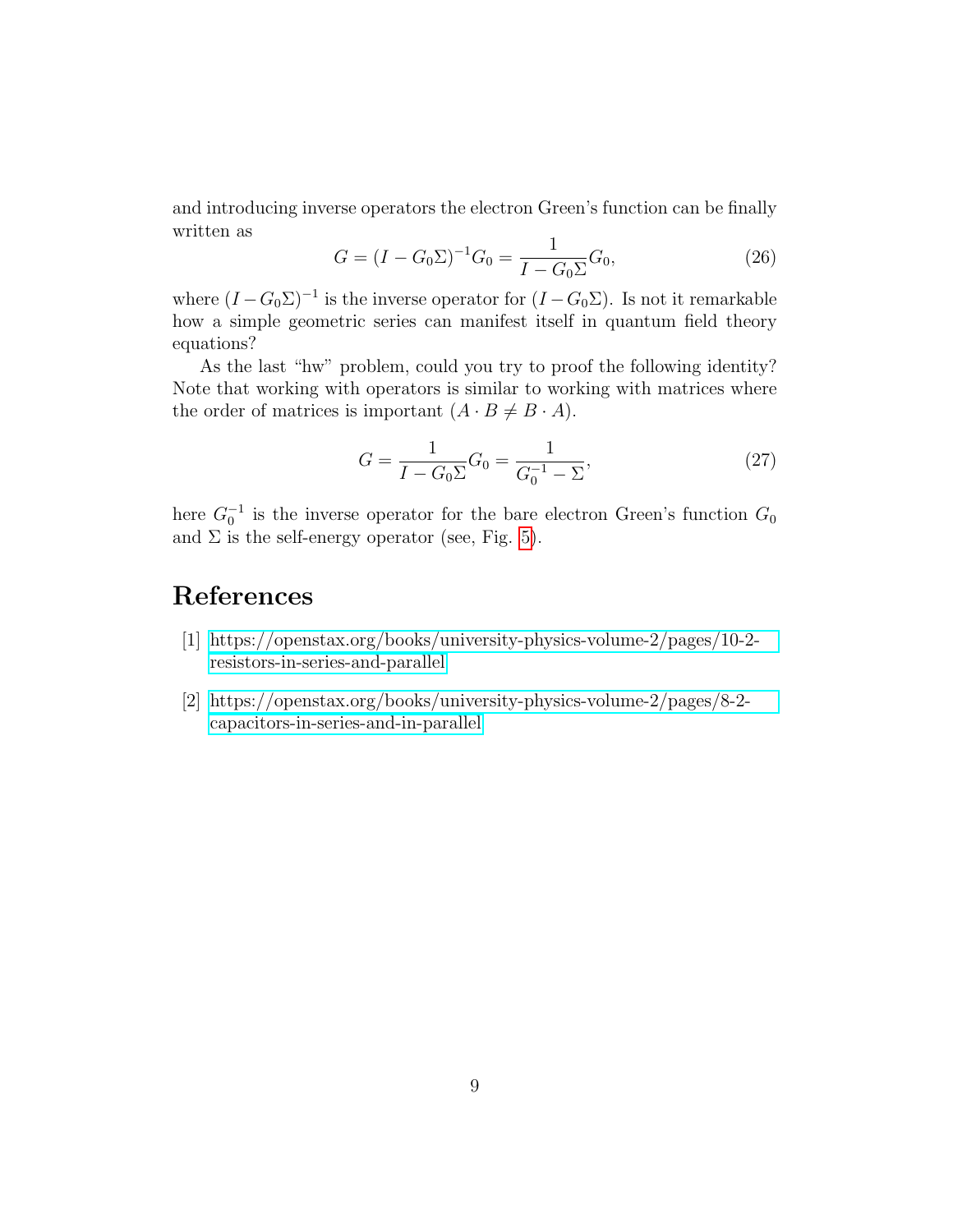and introducing inverse operators the electron Green's function can be finally written as

$$G = (I - G_0\Sigma)^{-1}G_0 = \frac{1}{I - G_0\Sigma}G_0, \tag{26}$$

where $(I - G_0\Sigma)^{-1}$ is the inverse operator for $(I - G_0\Sigma)$. Is not it remarkable how a simple geometric series can manifest itself in quantum field theory equations?

As the last "hw" problem, could you try to proof the following identity? Note that working with operators is similar to working with matrices where the order of matrices is important ($A \cdot B \neq B \cdot A$).

$$G = \frac{1}{I - G_0\Sigma}G_0 = \frac{1}{G_0^{-1} - \Sigma}, \tag{27}$$

here $G_0^{-1}$ is the inverse operator for the bare electron Green's function $G_0$ and $\Sigma$ is the self-energy operator (see, Fig. 5).

## References

[1] https://openstax.org/books/university-physics-volume-2/pages/10-2-resistors-in-series-and-parallel

[2] https://openstax.org/books/university-physics-volume-2/pages/8-2-capacitors-in-series-and-in-parallel